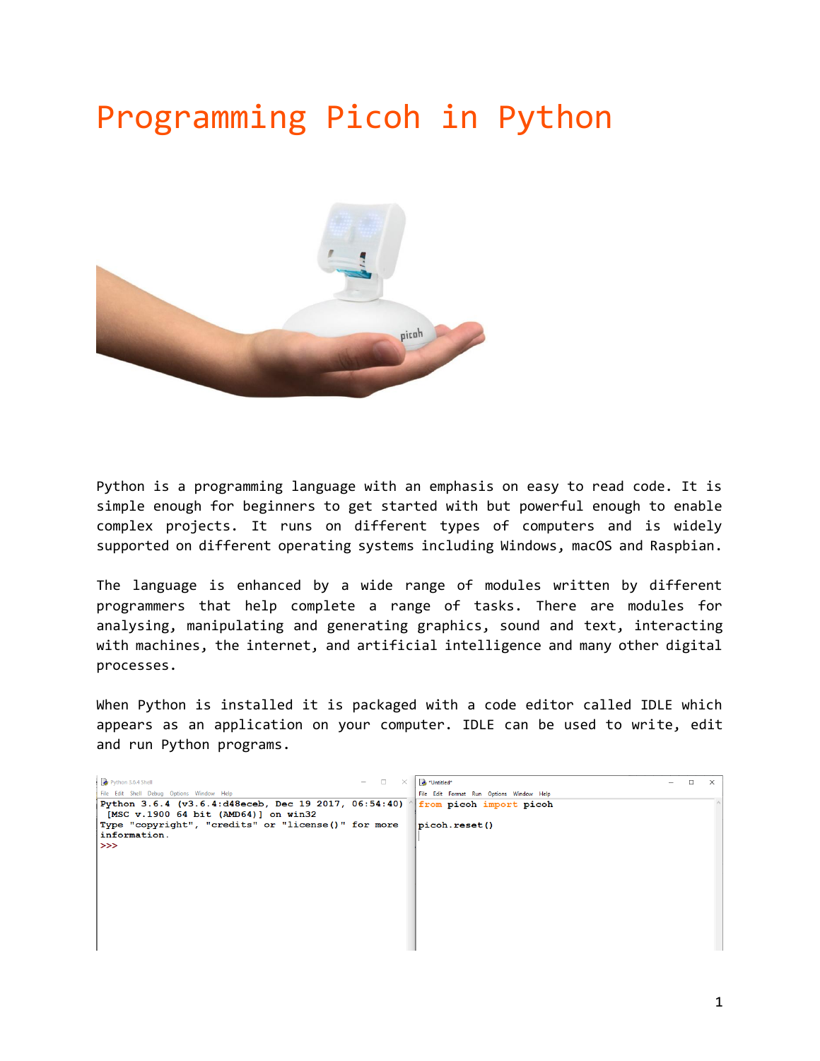# Programming Picoh in Python

Python is a programming language with an emphasis on easy to read code. It is simple enough for beginners to get started with but powerful enough to enable complex projects. It runs on different types of computers and is widely supported on different operating systems including Windows, macOS and Raspbian.

The language is enhanced by a wide range of modules written by different programmers that help complete a range of tasks. There are modules for analysing, manipulating and generating graphics, sound and text, interacting with machines, the internet, and artificial intelligence and many other digital processes.

When Python is installed it is packaged with a code editor called IDLE which appears as an application on your computer. IDLE can be used to write, edit and run Python programs.

```
Python 3.6.4 (v3.6.4:d48eceb, Dec 19 2017, 06:54:40)
 [MSC v.1900 64 bit (AMD64)] on win32
Type "copyright", "credits" or "license()" for more
information.
>>>
```

```
from picoh import picoh

picoh.reset()
```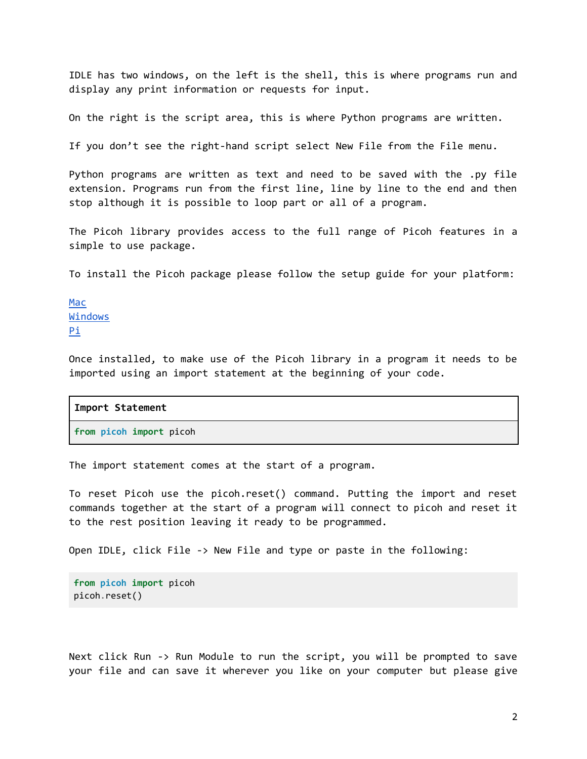IDLE has two windows, on the left is the shell, this is where programs run and display any print information or requests for input.

On the right is the script area, this is where Python programs are written.

If you don't see the right-hand script select New File from the File menu.

Python programs are written as text and need to be saved with the .py file extension. Programs run from the first line, line by line to the end and then stop although it is possible to loop part or all of a program.

The Picoh library provides access to the full range of Picoh features in a simple to use package.

To install the Picoh package please follow the setup guide for your platform:

[Mac]()
[Windows]()
[Pi]()

Once installed, to make use of the Picoh library in a program it needs to be imported using an import statement at the beginning of your code.

| **Import Statement** |
| --- |
| `from picoh import picoh` |

The import statement comes at the start of a program.

To reset Picoh use the picoh.reset() command. Putting the import and reset commands together at the start of a program will connect to picoh and reset it to the rest position leaving it ready to be programmed.

Open IDLE, click File -> New File and type or paste in the following:

```
from picoh import picoh
picoh.reset()
```

Next click Run -> Run Module to run the script, you will be prompted to save your file and can save it wherever you like on your computer but please give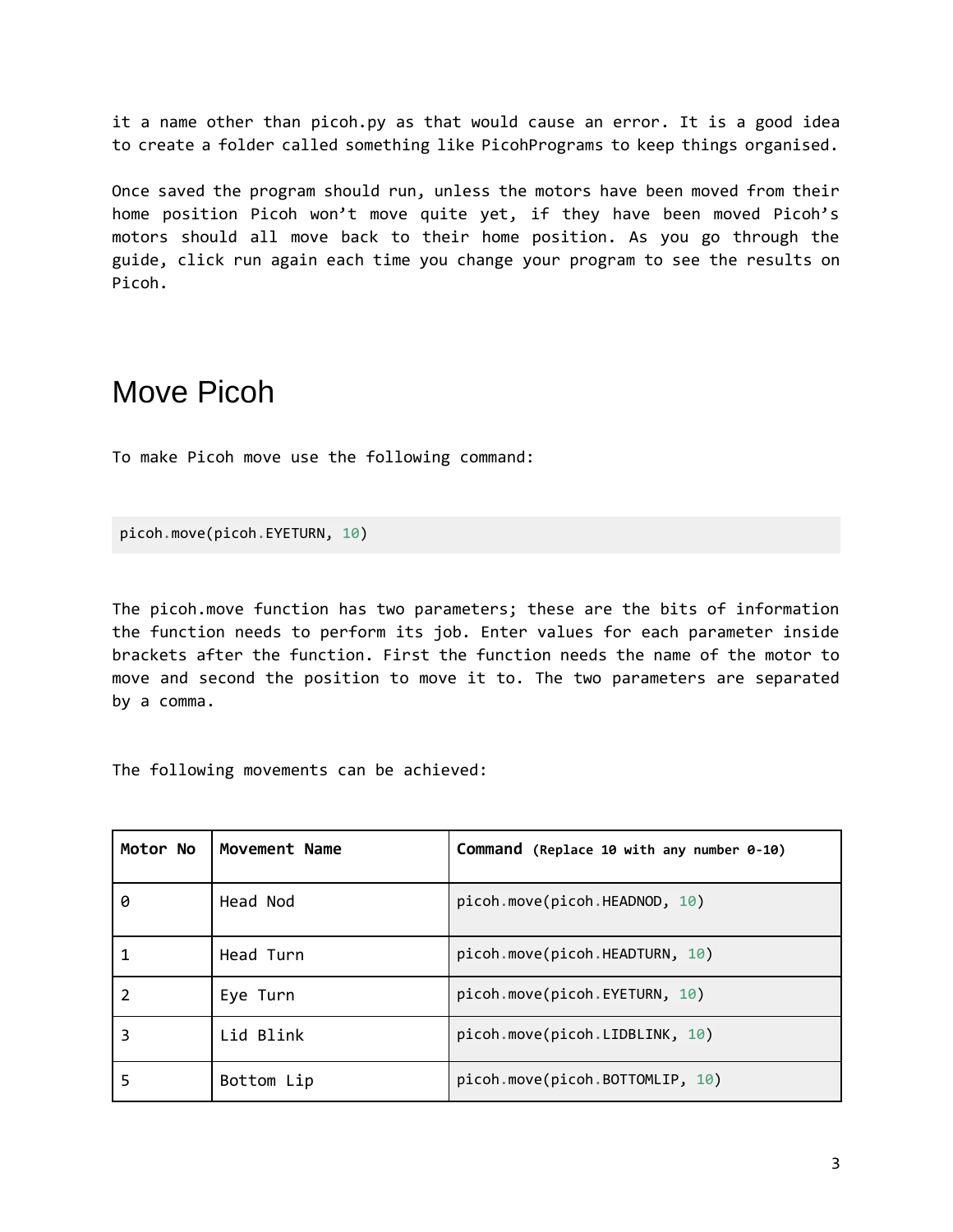it a name other than picoh.py as that would cause an error. It is a good idea to create a folder called something like PicohPrograms to keep things organised.

Once saved the program should run, unless the motors have been moved from their home position Picoh won't move quite yet, if they have been moved Picoh's motors should all move back to their home position. As you go through the guide, click run again each time you change your program to see the results on Picoh.

# Move Picoh

To make Picoh move use the following command:

```
picoh.move(picoh.EYETURN, 10)
```

The picoh.move function has two parameters; these are the bits of information the function needs to perform its job. Enter values for each parameter inside brackets after the function. First the function needs the name of the motor to move and second the position to move it to. The two parameters are separated by a comma.

The following movements can be achieved:

| **Motor No** | **Movement Name** | **Command** **(Replace 10 with any number 0-10)** |
|---|---|---|
| 0 | Head Nod | `picoh.move(picoh.HEADNOD, 10)` |
| 1 | Head Turn | `picoh.move(picoh.HEADTURN, 10)` |
| 2 | Eye Turn | `picoh.move(picoh.EYETURN, 10)` |
| 3 | Lid Blink | `picoh.move(picoh.LIDBLINK, 10)` |
| 5 | Bottom Lip | `picoh.move(picoh.BOTTOMLIP, 10)` |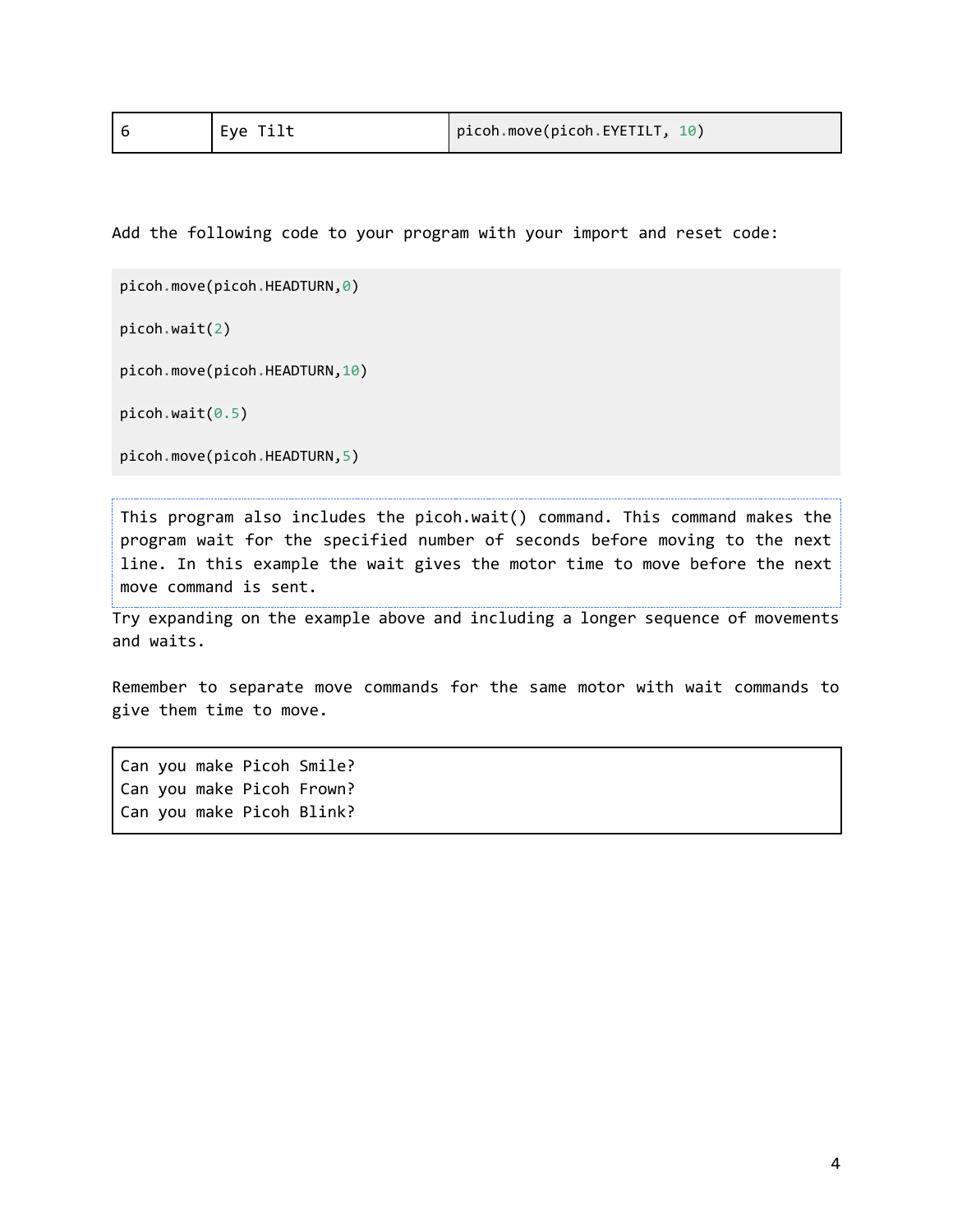| 6 | Eye Tilt | picoh.move(picoh.EYETILT, 10) |
|---|---|---|

Add the following code to your program with your import and reset code:

```
picoh.move(picoh.HEADTURN,0)

picoh.wait(2)

picoh.move(picoh.HEADTURN,10)

picoh.wait(0.5)

picoh.move(picoh.HEADTURN,5)
```

This program also includes the picoh.wait() command. This command makes the program wait for the specified number of seconds before moving to the next line. In this example the wait gives the motor time to move before the next move command is sent.

Try expanding on the example above and including a longer sequence of movements and waits.

Remember to separate move commands for the same motor with wait commands to give them time to move.

Can you make Picoh Smile?
Can you make Picoh Frown?
Can you make Picoh Blink?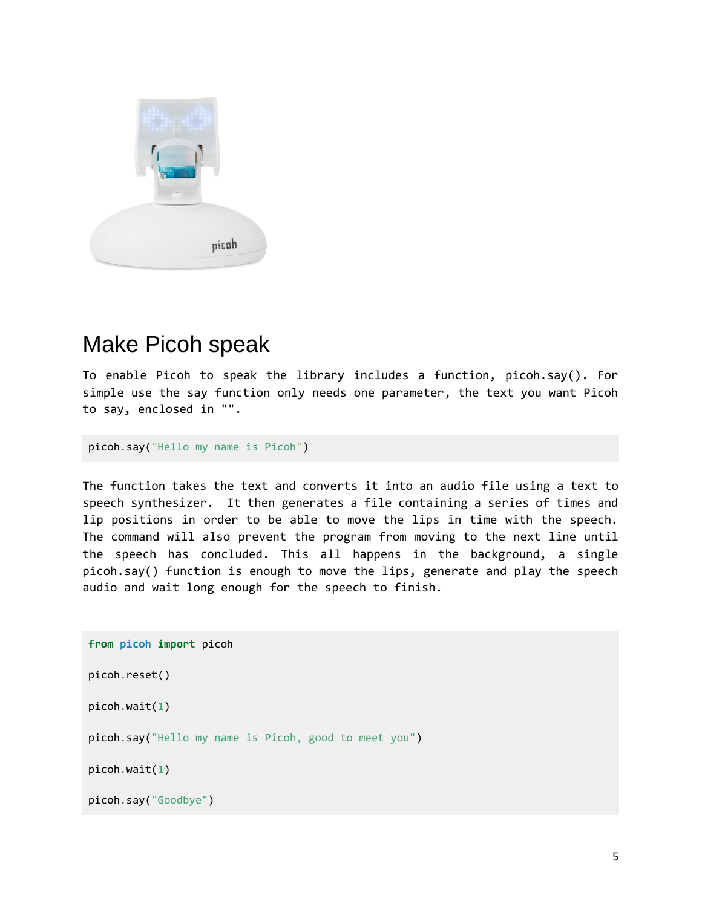# Make Picoh speak

To enable Picoh to speak the library includes a function, picoh.say(). For simple use the say function only needs one parameter, the text you want Picoh to say, enclosed in "".

```
picoh.say("Hello my name is Picoh")
```

The function takes the text and converts it into an audio file using a text to speech synthesizer. It then generates a file containing a series of times and lip positions in order to be able to move the lips in time with the speech. The command will also prevent the program from moving to the next line until the speech has concluded. This all happens in the background, a single picoh.say() function is enough to move the lips, generate and play the speech audio and wait long enough for the speech to finish.

```
from picoh import picoh

picoh.reset()

picoh.wait(1)

picoh.say("Hello my name is Picoh, good to meet you")

picoh.wait(1)

picoh.say("Goodbye")
```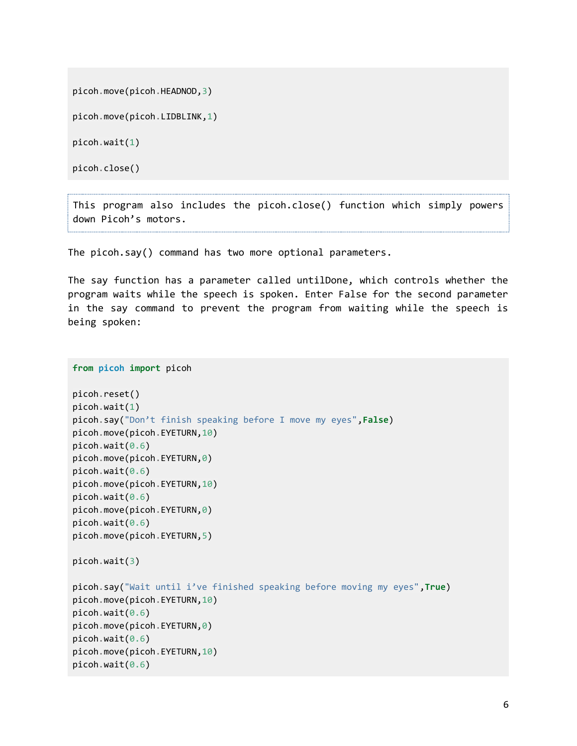```
picoh.move(picoh.HEADNOD,3)

picoh.move(picoh.LIDBLINK,1)

picoh.wait(1)

picoh.close()
```

This program also includes the picoh.close() function which simply powers down Picoh's motors.

The picoh.say() command has two more optional parameters.

The say function has a parameter called untilDone, which controls whether the program waits while the speech is spoken. Enter False for the second parameter in the say command to prevent the program from waiting while the speech is being spoken:

```
from picoh import picoh

picoh.reset()
picoh.wait(1)
picoh.say("Don't finish speaking before I move my eyes",False)
picoh.move(picoh.EYETURN,10)
picoh.wait(0.6)
picoh.move(picoh.EYETURN,0)
picoh.wait(0.6)
picoh.move(picoh.EYETURN,10)
picoh.wait(0.6)
picoh.move(picoh.EYETURN,0)
picoh.wait(0.6)
picoh.move(picoh.EYETURN,5)

picoh.wait(3)

picoh.say("Wait until i've finished speaking before moving my eyes",True)
picoh.move(picoh.EYETURN,10)
picoh.wait(0.6)
picoh.move(picoh.EYETURN,0)
picoh.wait(0.6)
picoh.move(picoh.EYETURN,10)
picoh.wait(0.6)
```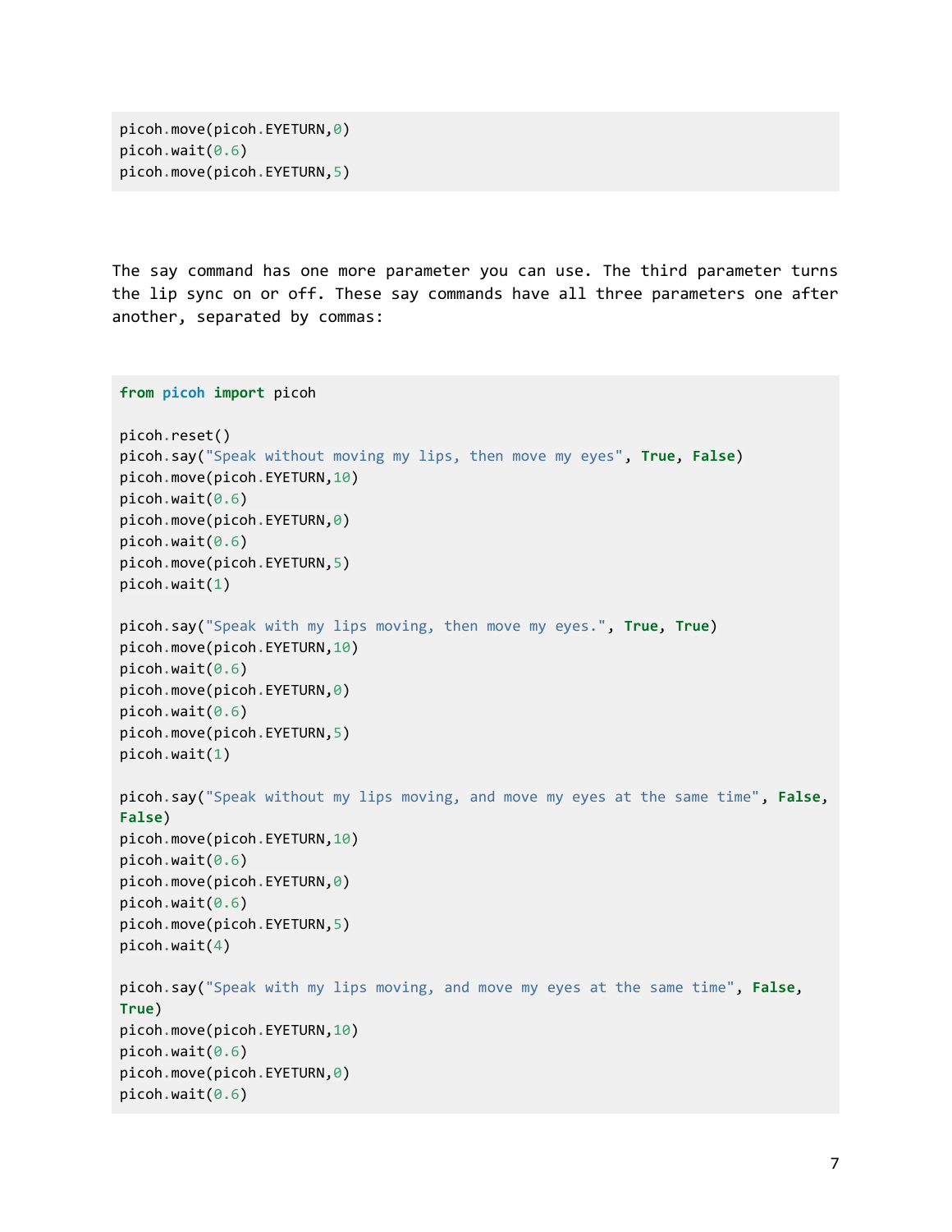```
picoh.move(picoh.EYETURN,0)
picoh.wait(0.6)
picoh.move(picoh.EYETURN,5)
```

The say command has one more parameter you can use. The third parameter turns the lip sync on or off. These say commands have all three parameters one after another, separated by commas:

```
from picoh import picoh

picoh.reset()
picoh.say("Speak without moving my lips, then move my eyes", True, False)
picoh.move(picoh.EYETURN,10)
picoh.wait(0.6)
picoh.move(picoh.EYETURN,0)
picoh.wait(0.6)
picoh.move(picoh.EYETURN,5)
picoh.wait(1)

picoh.say("Speak with my lips moving, then move my eyes.", True, True)
picoh.move(picoh.EYETURN,10)
picoh.wait(0.6)
picoh.move(picoh.EYETURN,0)
picoh.wait(0.6)
picoh.move(picoh.EYETURN,5)
picoh.wait(1)

picoh.say("Speak without my lips moving, and move my eyes at the same time", False,
False)
picoh.move(picoh.EYETURN,10)
picoh.wait(0.6)
picoh.move(picoh.EYETURN,0)
picoh.wait(0.6)
picoh.move(picoh.EYETURN,5)
picoh.wait(4)

picoh.say("Speak with my lips moving, and move my eyes at the same time", False,
True)
picoh.move(picoh.EYETURN,10)
picoh.wait(0.6)
picoh.move(picoh.EYETURN,0)
picoh.wait(0.6)
```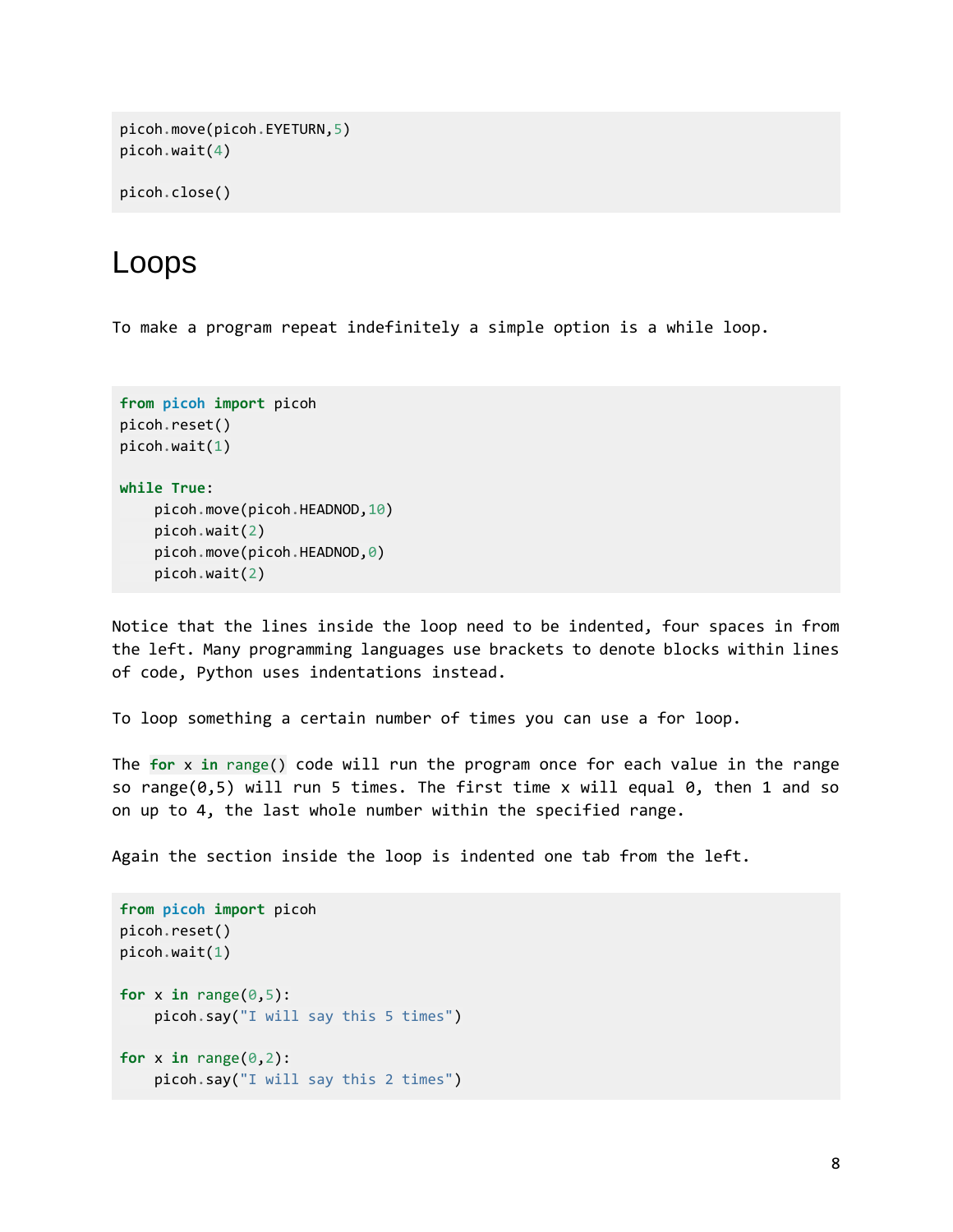```
picoh.move(picoh.EYETURN,5)
picoh.wait(4)

picoh.close()
```

# Loops

To make a program repeat indefinitely a simple option is a while loop.

```
from picoh import picoh
picoh.reset()
picoh.wait(1)

while True:
    picoh.move(picoh.HEADNOD,10)
    picoh.wait(2)
    picoh.move(picoh.HEADNOD,0)
    picoh.wait(2)
```

Notice that the lines inside the loop need to be indented, four spaces in from the left. Many programming languages use brackets to denote blocks within lines of code, Python uses indentations instead.

To loop something a certain number of times you can use a for loop.

The `for x in range()` code will run the program once for each value in the range so range(0,5) will run 5 times. The first time x will equal 0, then 1 and so on up to 4, the last whole number within the specified range.

Again the section inside the loop is indented one tab from the left.

```
from picoh import picoh
picoh.reset()
picoh.wait(1)

for x in range(0,5):
    picoh.say("I will say this 5 times")

for x in range(0,2):
    picoh.say("I will say this 2 times")
```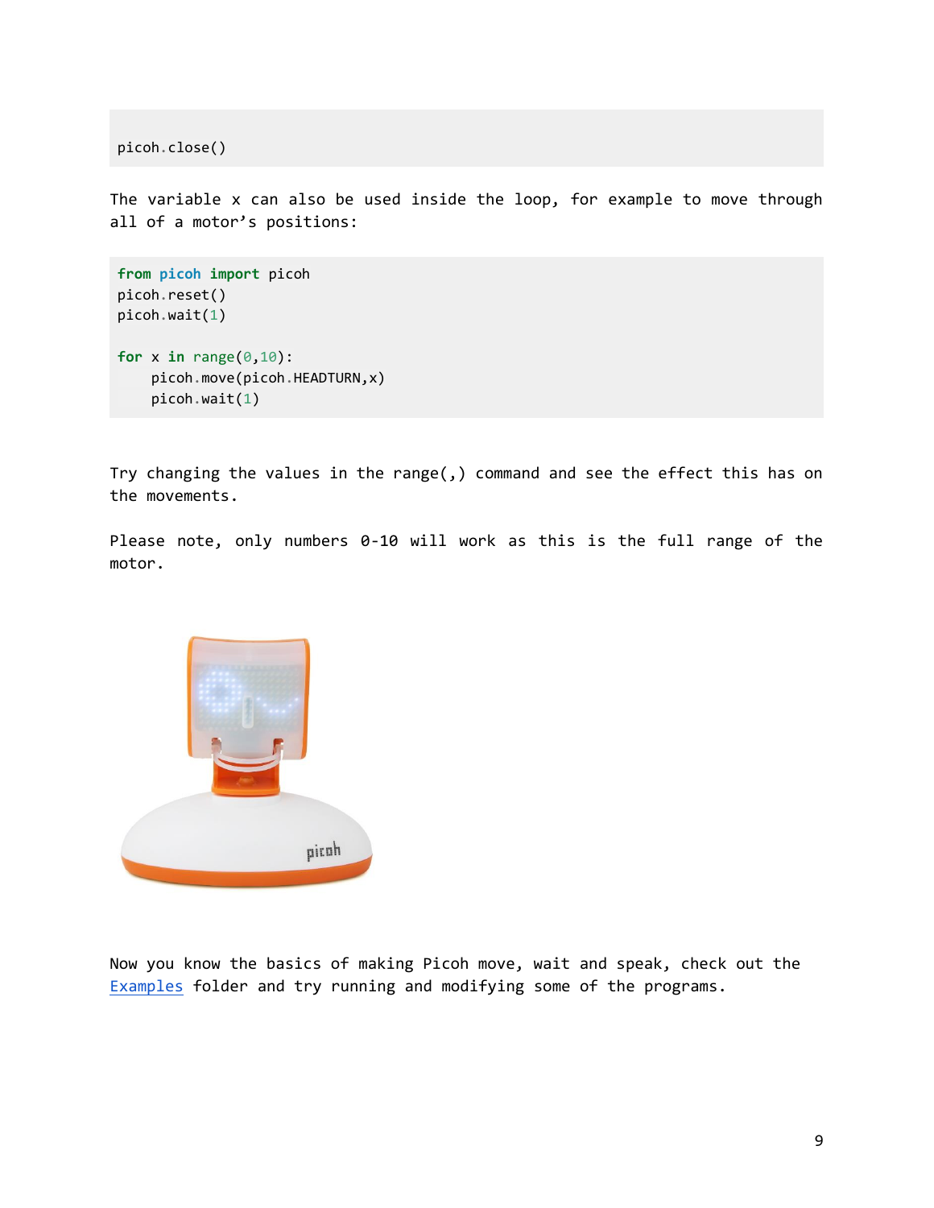```
picoh.close()
```

The variable x can also be used inside the loop, for example to move through all of a motor's positions:

```
from picoh import picoh
picoh.reset()
picoh.wait(1)

for x in range(0,10):
    picoh.move(picoh.HEADTURN,x)
    picoh.wait(1)
```

Try changing the values in the range(,) command and see the effect this has on the movements.

Please note, only numbers 0-10 will work as this is the full range of the motor.

Now you know the basics of making Picoh move, wait and speak, check out the [Examples](Examples) folder and try running and modifying some of the programs.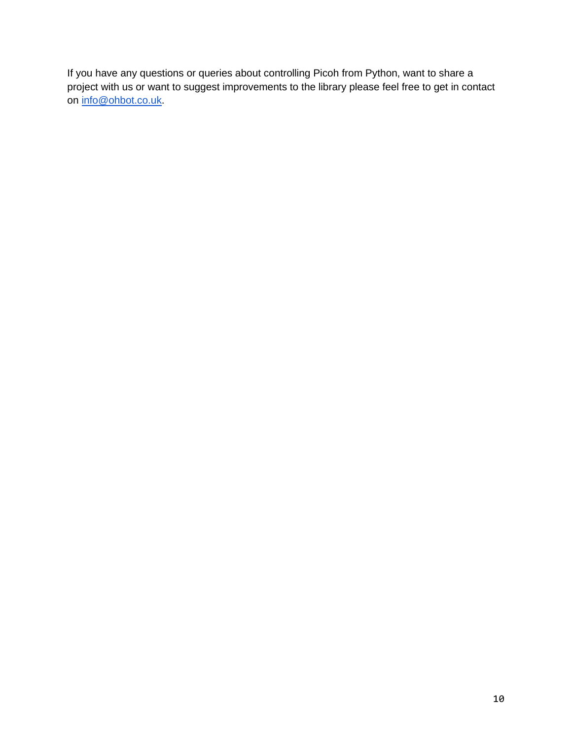If you have any questions or queries about controlling Picoh from Python, want to share a project with us or want to suggest improvements to the library please feel free to get in contact on [info@ohbot.co.uk](mailto:info@ohbot.co.uk).